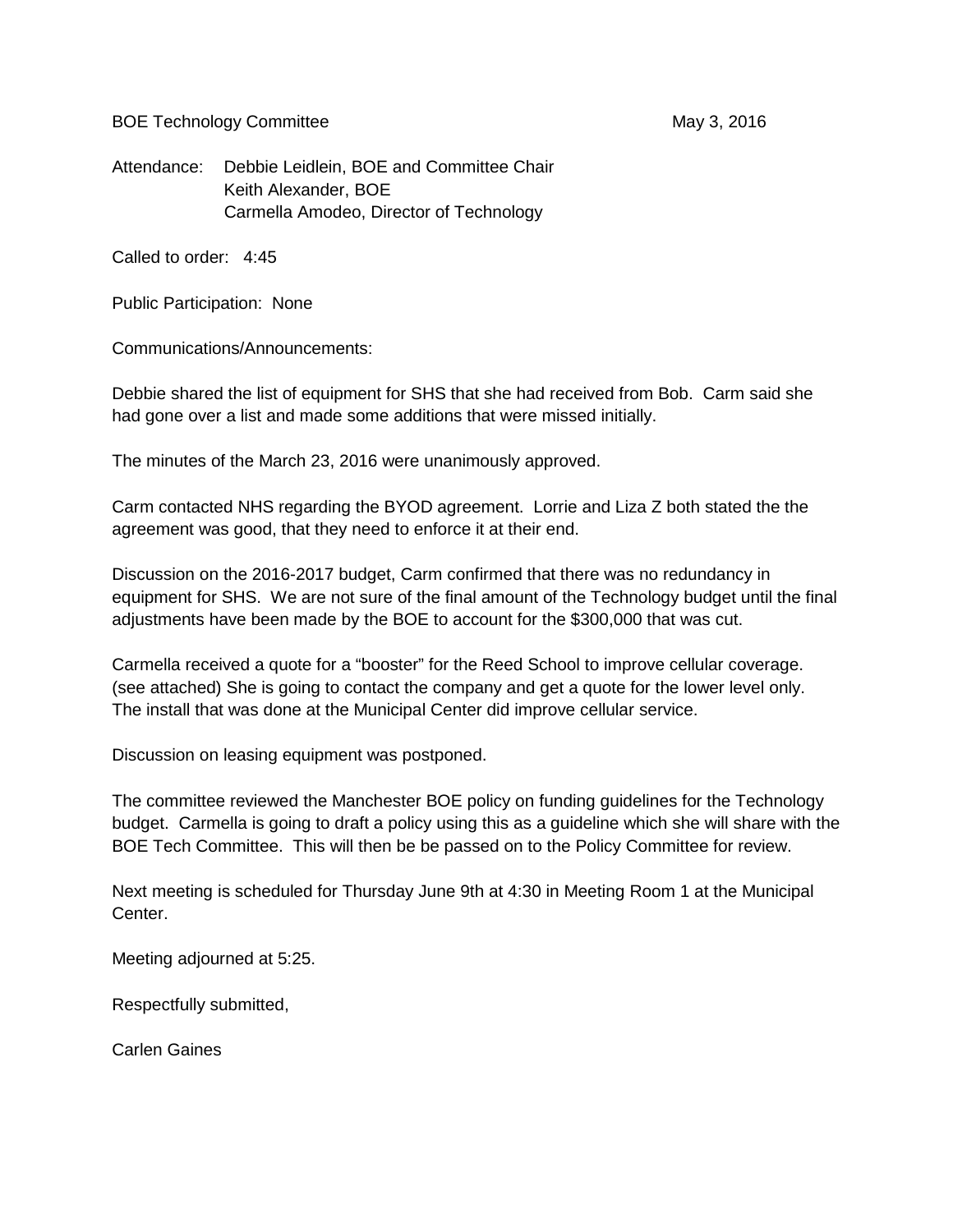BOE Technology Committee May 3, 2016

Attendance: Debbie Leidlein, BOE and Committee Chair
Keith Alexander, BOE
Carmella Amodeo, Director of Technology

Called to order: 4:45

Public Participation: None

Communications/Announcements:

Debbie shared the list of equipment for SHS that she had received from Bob. Carm said she had gone over a list and made some additions that were missed initially.

The minutes of the March 23, 2016 were unanimously approved.

Carm contacted NHS regarding the BYOD agreement. Lorrie and Liza Z both stated the the agreement was good, that they need to enforce it at their end.

Discussion on the 2016-2017 budget, Carm confirmed that there was no redundancy in equipment for SHS. We are not sure of the final amount of the Technology budget until the final adjustments have been made by the BOE to account for the $300,000 that was cut.

Carmella received a quote for a "booster" for the Reed School to improve cellular coverage. (see attached) She is going to contact the company and get a quote for the lower level only. The install that was done at the Municipal Center did improve cellular service.

Discussion on leasing equipment was postponed.

The committee reviewed the Manchester BOE policy on funding guidelines for the Technology budget. Carmella is going to draft a policy using this as a guideline which she will share with the BOE Tech Committee. This will then be be passed on to the Policy Committee for review.

Next meeting is scheduled for Thursday June 9th at 4:30 in Meeting Room 1 at the Municipal Center.

Meeting adjourned at 5:25.

Respectfully submitted,

Carlen Gaines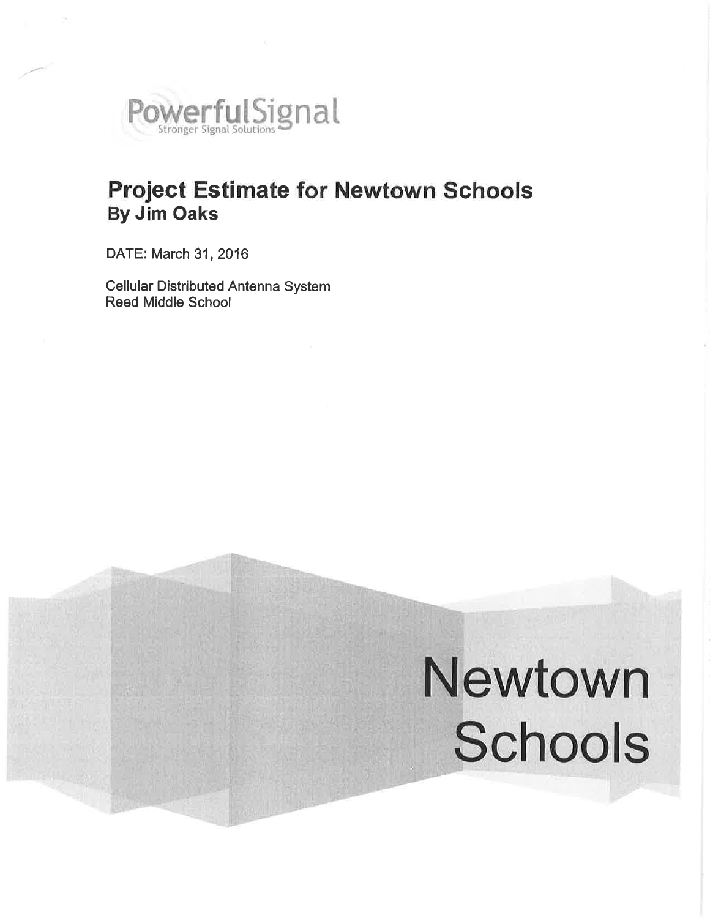PowerfulSignal
Stronger Signal Solutions

# Project Estimate for Newtown Schools
## By Jim Oaks

DATE: March 31, 2016

Cellular Distributed Antenna System
Reed Middle School

Newtown
Schools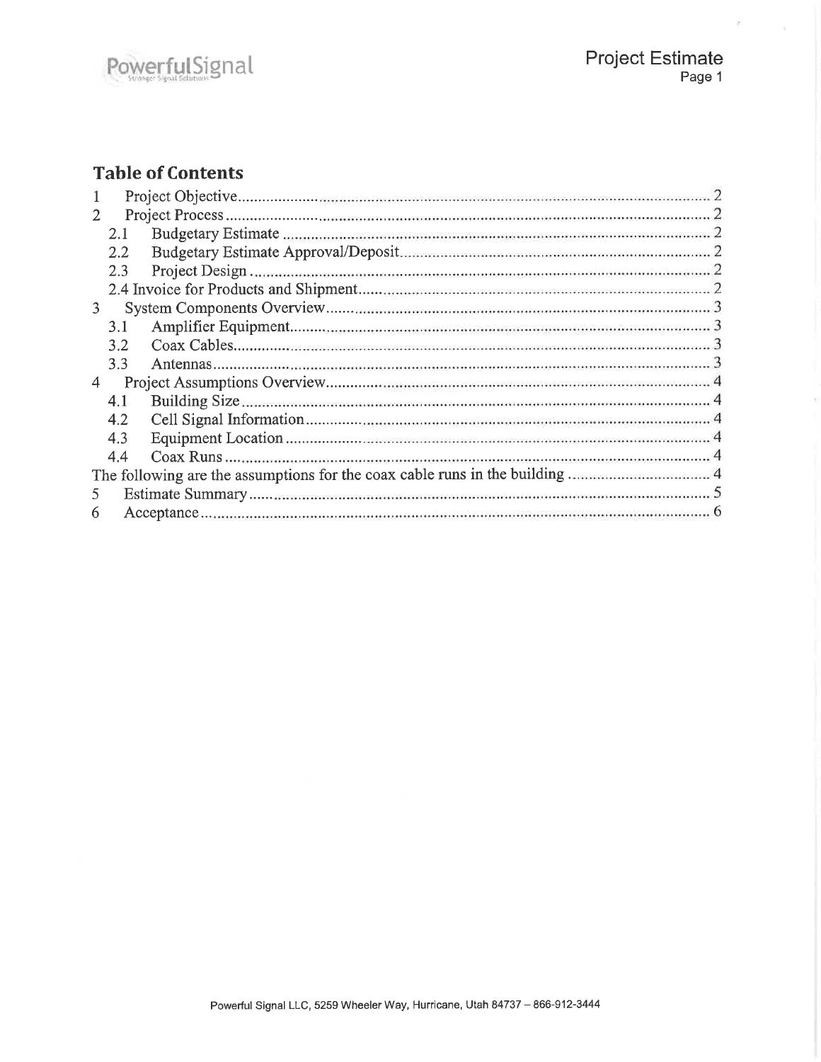## Table of Contents

1 Project Objective ..... 2
2 Project Process ..... 2
  2.1 Budgetary Estimate ..... 2
  2.2 Budgetary Estimate Approval/Deposit ..... 2
  2.3 Project Design ..... 2
  2.4 Invoice for Products and Shipment ..... 2
3 System Components Overview ..... 3
  3.1 Amplifier Equipment ..... 3
  3.2 Coax Cables ..... 3
  3.3 Antennas ..... 3
4 Project Assumptions Overview ..... 4
  4.1 Building Size ..... 4
  4.2 Cell Signal Information ..... 4
  4.3 Equipment Location ..... 4
  4.4 Coax Runs ..... 4
The following are the assumptions for the coax cable runs in the building ..... 4
5 Estimate Summary ..... 5
6 Acceptance ..... 6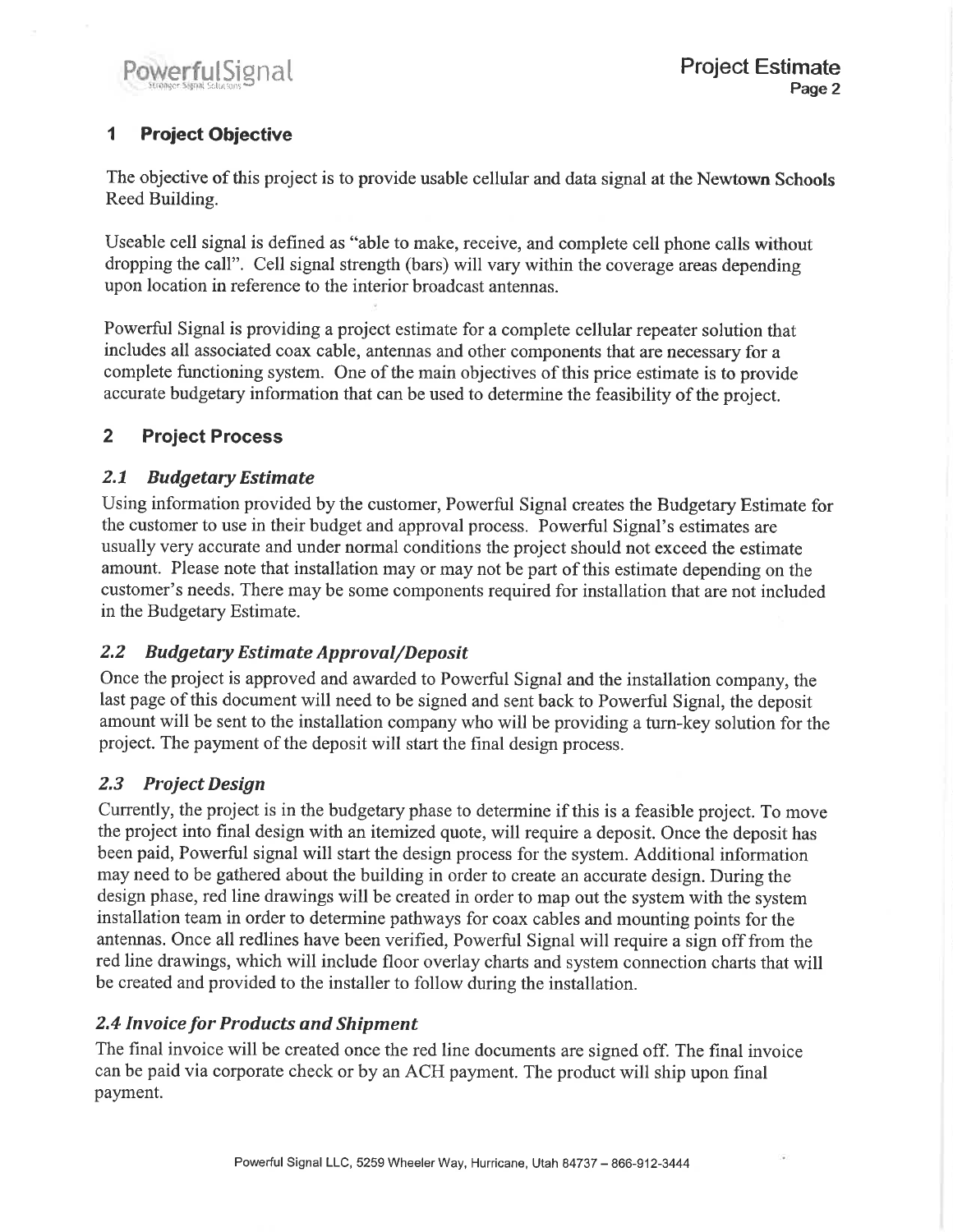## 1 Project Objective

The objective of this project is to provide usable cellular and data signal at the Newtown Schools Reed Building.

Useable cell signal is defined as "able to make, receive, and complete cell phone calls without dropping the call". Cell signal strength (bars) will vary within the coverage areas depending upon location in reference to the interior broadcast antennas.

Powerful Signal is providing a project estimate for a complete cellular repeater solution that includes all associated coax cable, antennas and other components that are necessary for a complete functioning system. One of the main objectives of this price estimate is to provide accurate budgetary information that can be used to determine the feasibility of the project.

## 2 Project Process

### *2.1 Budgetary Estimate*

Using information provided by the customer, Powerful Signal creates the Budgetary Estimate for the customer to use in their budget and approval process. Powerful Signal's estimates are usually very accurate and under normal conditions the project should not exceed the estimate amount. Please note that installation may or may not be part of this estimate depending on the customer's needs. There may be some components required for installation that are not included in the Budgetary Estimate.

### *2.2 Budgetary Estimate Approval/Deposit*

Once the project is approved and awarded to Powerful Signal and the installation company, the last page of this document will need to be signed and sent back to Powerful Signal, the deposit amount will be sent to the installation company who will be providing a turn-key solution for the project. The payment of the deposit will start the final design process.

### *2.3 Project Design*

Currently, the project is in the budgetary phase to determine if this is a feasible project. To move the project into final design with an itemized quote, will require a deposit. Once the deposit has been paid, Powerful signal will start the design process for the system. Additional information may need to be gathered about the building in order to create an accurate design. During the design phase, red line drawings will be created in order to map out the system with the system installation team in order to determine pathways for coax cables and mounting points for the antennas. Once all redlines have been verified, Powerful Signal will require a sign off from the red line drawings, which will include floor overlay charts and system connection charts that will be created and provided to the installer to follow during the installation.

### *2.4 Invoice for Products and Shipment*

The final invoice will be created once the red line documents are signed off. The final invoice can be paid via corporate check or by an ACH payment. The product will ship upon final payment.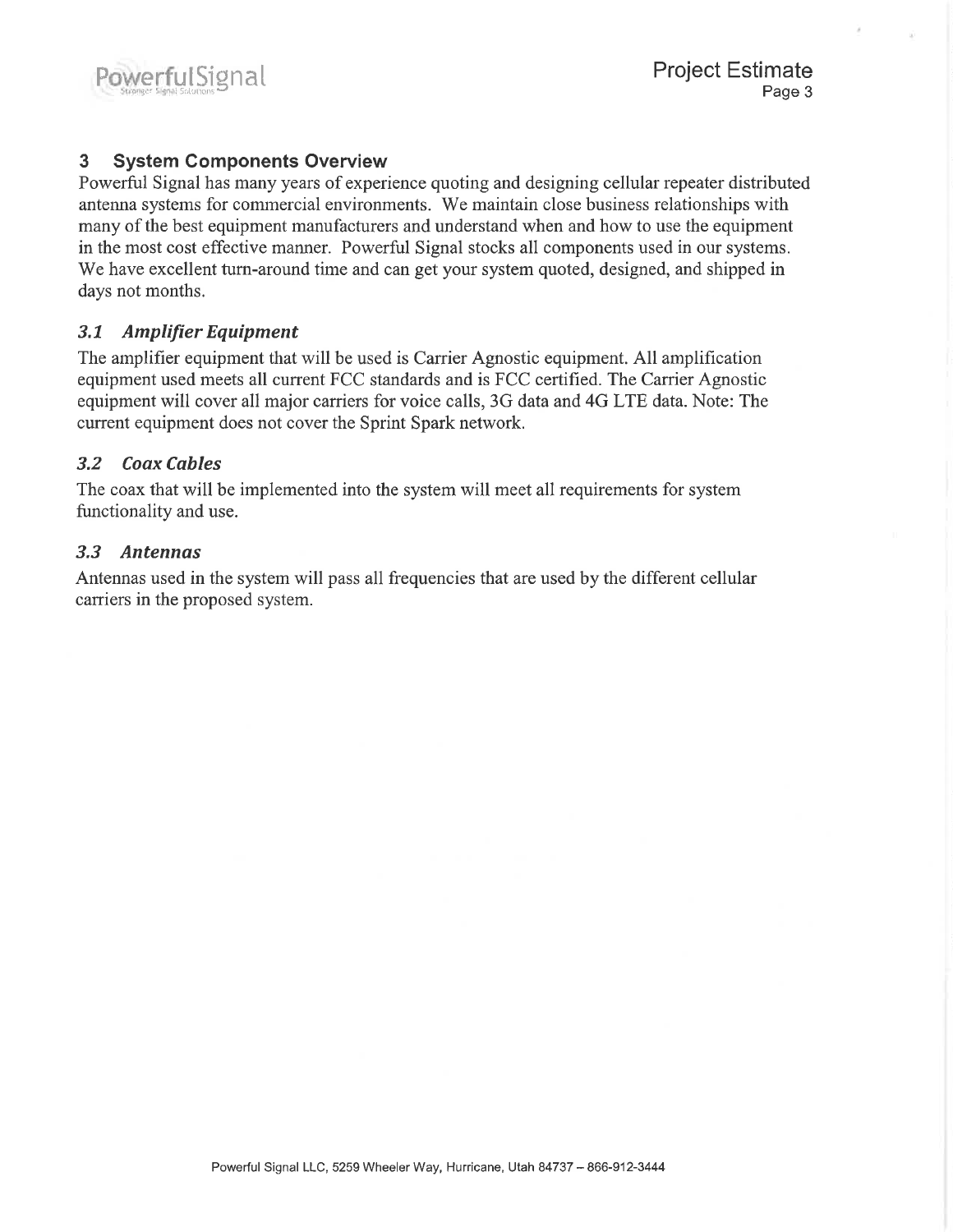## 3 System Components Overview

Powerful Signal has many years of experience quoting and designing cellular repeater distributed antenna systems for commercial environments. We maintain close business relationships with many of the best equipment manufacturers and understand when and how to use the equipment in the most cost effective manner. Powerful Signal stocks all components used in our systems. We have excellent turn-around time and can get your system quoted, designed, and shipped in days not months.

### *3.1 Amplifier Equipment*

The amplifier equipment that will be used is Carrier Agnostic equipment. All amplification equipment used meets all current FCC standards and is FCC certified. The Carrier Agnostic equipment will cover all major carriers for voice calls, 3G data and 4G LTE data. Note: The current equipment does not cover the Sprint Spark network.

### *3.2 Coax Cables*

The coax that will be implemented into the system will meet all requirements for system functionality and use.

### *3.3 Antennas*

Antennas used in the system will pass all frequencies that are used by the different cellular carriers in the proposed system.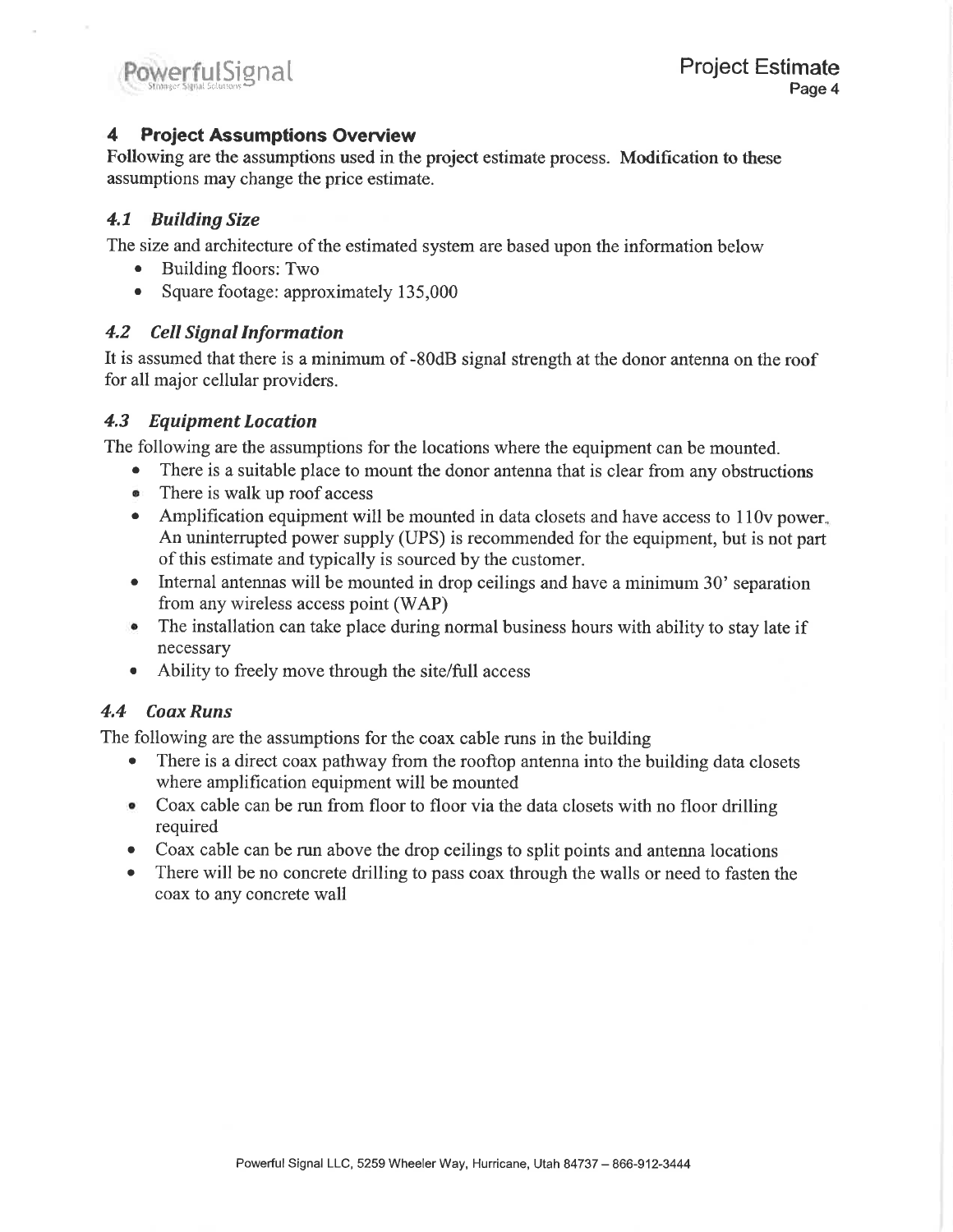## 4 Project Assumptions Overview

Following are the assumptions used in the project estimate process. **Modification to these assumptions may change the price estimate.**

### *4.1 Building Size*

The size and architecture of the estimated system are based upon the information below

- Building floors: Two
- Square footage: approximately 135,000

### *4.2 Cell Signal Information*

It is assumed that there is a minimum of -80dB signal strength at the donor antenna on the roof for all major cellular providers.

### *4.3 Equipment Location*

The following are the assumptions for the locations where the equipment can be mounted.

- There is a suitable place to mount the donor antenna that is clear from any obstructions
- There is walk up roof access
- Amplification equipment will be mounted in data closets and have access to 110v power. An uninterrupted power supply (UPS) is recommended for the equipment, but is not part of this estimate and typically is sourced by the customer.
- Internal antennas will be mounted in drop ceilings and have a minimum 30' separation from any wireless access point (WAP)
- The installation can take place during normal business hours with ability to stay late if necessary
- Ability to freely move through the site/full access

### *4.4 Coax Runs*

The following are the assumptions for the coax cable runs in the building

- There is a direct coax pathway from the rooftop antenna into the building data closets where amplification equipment will be mounted
- Coax cable can be run from floor to floor via the data closets with no floor drilling required
- Coax cable can be run above the drop ceilings to split points and antenna locations
- There will be no concrete drilling to pass coax through the walls or need to fasten the coax to any concrete wall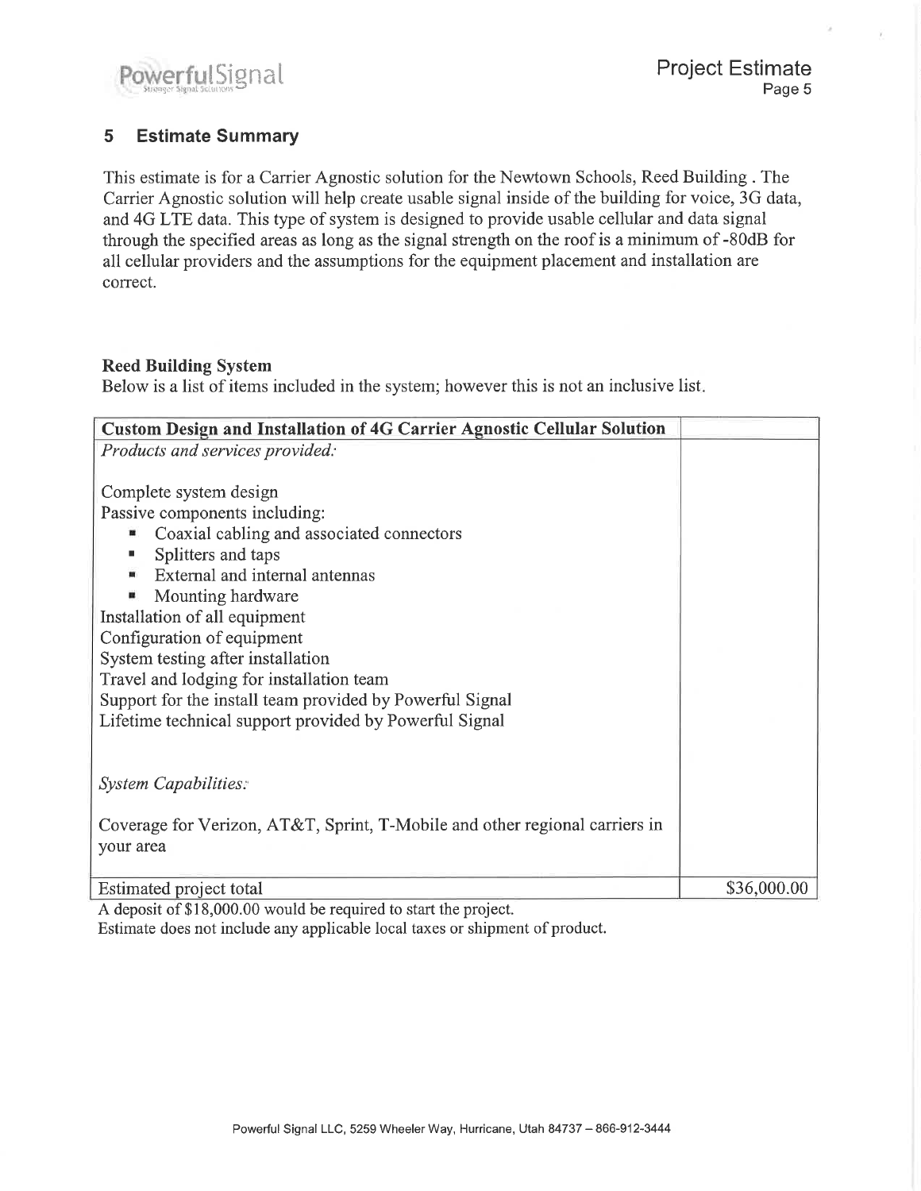## 5 Estimate Summary

This estimate is for a Carrier Agnostic solution for the Newtown Schools, Reed Building . The Carrier Agnostic solution will help create usable signal inside of the building for voice, 3G data, and 4G LTE data. This type of system is designed to provide usable cellular and data signal through the specified areas as long as the signal strength on the roof is a minimum of -80dB for all cellular providers and the assumptions for the equipment placement and installation are correct.

**Reed Building System**

Below is a list of items included in the system; however this is not an inclusive list.

| **Custom Design and Installation of 4G Carrier Agnostic Cellular Solution** | |
|---|---|
| *Products and services provided:*<br><br>Complete system design<br>Passive components including:<br>▪ Coaxial cabling and associated connectors<br>▪ Splitters and taps<br>▪ External and internal antennas<br>▪ Mounting hardware<br>Installation of all equipment<br>Configuration of equipment<br>System testing after installation<br>Travel and lodging for installation team<br>Support for the install team provided by Powerful Signal<br>Lifetime technical support provided by Powerful Signal<br><br>*System Capabilities:*<br><br>Coverage for Verizon, AT&T, Sprint, T-Mobile and other regional carriers in your area | |
| Estimated project total | $36,000.00 |

A deposit of $18,000.00 would be required to start the project.

Estimate does not include any applicable local taxes or shipment of product.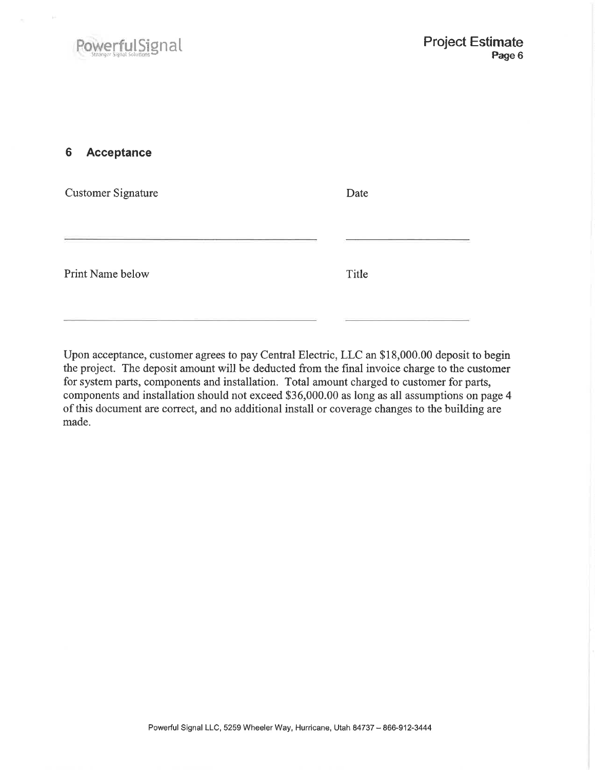## 6 Acceptance

| Customer Signature | Date |
| --- | --- |
| \_\_\_\_\_\_\_\_\_\_\_\_\_\_\_\_\_\_\_\_\_\_\_\_\_\_\_\_\_\_\_\_ | \_\_\_\_\_\_\_\_\_\_\_\_\_\_\_\_ |
| **Print Name below** | **Title** |
| \_\_\_\_\_\_\_\_\_\_\_\_\_\_\_\_\_\_\_\_\_\_\_\_\_\_\_\_\_\_\_\_ | \_\_\_\_\_\_\_\_\_\_\_\_\_\_\_\_ |

Upon acceptance, customer agrees to pay Central Electric, LLC an $18,000.00 deposit to begin the project. The deposit amount will be deducted from the final invoice charge to the customer for system parts, components and installation. Total amount charged to customer for parts, components and installation should not exceed $36,000.00 as long as all assumptions on page 4 of this document are correct, and no additional install or coverage changes to the building are made.